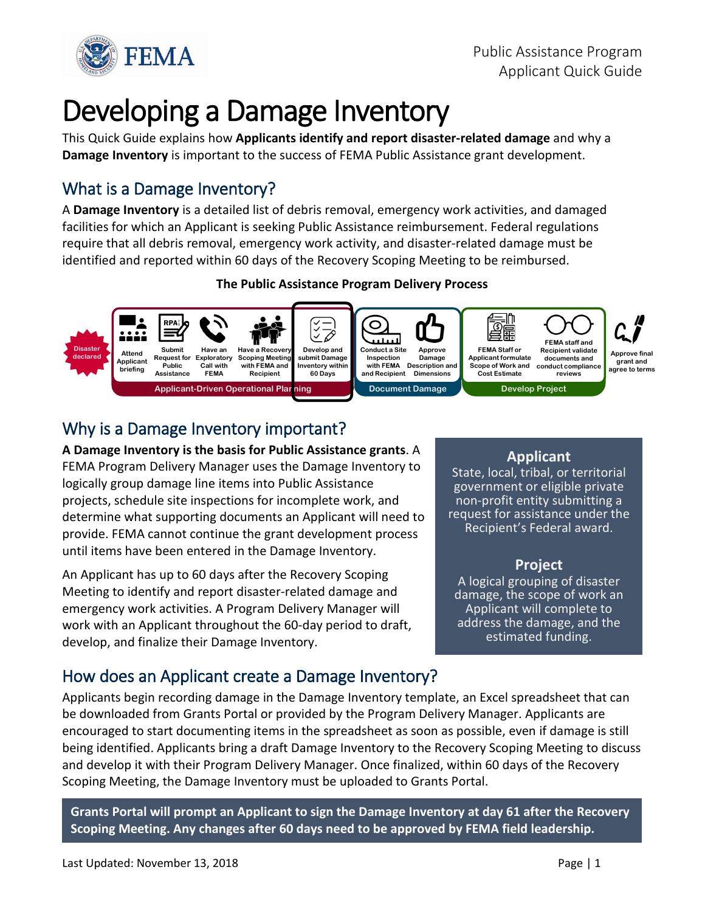# Developing a Damage Inventory

This Quick Guide explains how **Applicants identify and report disaster-related damage** and why a **Damage Inventory** is important to the success of FEMA Public Assistance grant development.

## What is a Damage Inventory?

A **Damage Inventory** is a detailed list of debris removal, emergency work activities, and damaged facilities for which an Applicant is seeking Public Assistance reimbursement. Federal regulations require that all debris removal, emergency work activity, and disaster-related damage must be identified and reported within 60 days of the Recovery Scoping Meeting to be reimbursed.

**The Public Assistance Program Delivery Process**

- Disaster declared
- **Applicant-Driven Operational Planning**
  - Attend Applicant briefing
  - Submit Request for Public Assistance
  - Have an Exploratory Call with FEMA
  - Have a Recovery Scoping Meeting with FEMA and Recipient
  - Develop and submit Damage Inventory within 60 Days
- **Document Damage**
  - Conduct a Site Inspection with FEMA and Recipient
  - Approve Damage Description and Dimensions
- **Develop Project**
  - FEMA Staff or Applicant formulate Scope of Work and Cost Estimate
  - FEMA staff and Recipient validate documents and conduct compliance reviews
- Approve final grant and agree to terms

## Why is a Damage Inventory important?

**A Damage Inventory is the basis for Public Assistance grants**. A FEMA Program Delivery Manager uses the Damage Inventory to logically group damage line items into Public Assistance projects, schedule site inspections for incomplete work, and determine what supporting documents an Applicant will need to provide. FEMA cannot continue the grant development process until items have been entered in the Damage Inventory.

An Applicant has up to 60 days after the Recovery Scoping Meeting to identify and report disaster-related damage and emergency work activities. A Program Delivery Manager will work with an Applicant throughout the 60-day period to draft, develop, and finalize their Damage Inventory.

**Applicant**
State, local, tribal, or territorial government or eligible private non-profit entity submitting a request for assistance under the Recipient's Federal award.

**Project**
A logical grouping of disaster damage, the scope of work an Applicant will complete to address the damage, and the estimated funding.

## How does an Applicant create a Damage Inventory?

Applicants begin recording damage in the Damage Inventory template, an Excel spreadsheet that can be downloaded from Grants Portal or provided by the Program Delivery Manager. Applicants are encouraged to start documenting items in the spreadsheet as soon as possible, even if damage is still being identified. Applicants bring a draft Damage Inventory to the Recovery Scoping Meeting to discuss and develop it with their Program Delivery Manager. Once finalized, within 60 days of the Recovery Scoping Meeting, the Damage Inventory must be uploaded to Grants Portal.

**Grants Portal will prompt an Applicant to sign the Damage Inventory at day 61 after the Recovery Scoping Meeting. Any changes after 60 days need to be approved by FEMA field leadership.**

Last Updated: November 13, 2018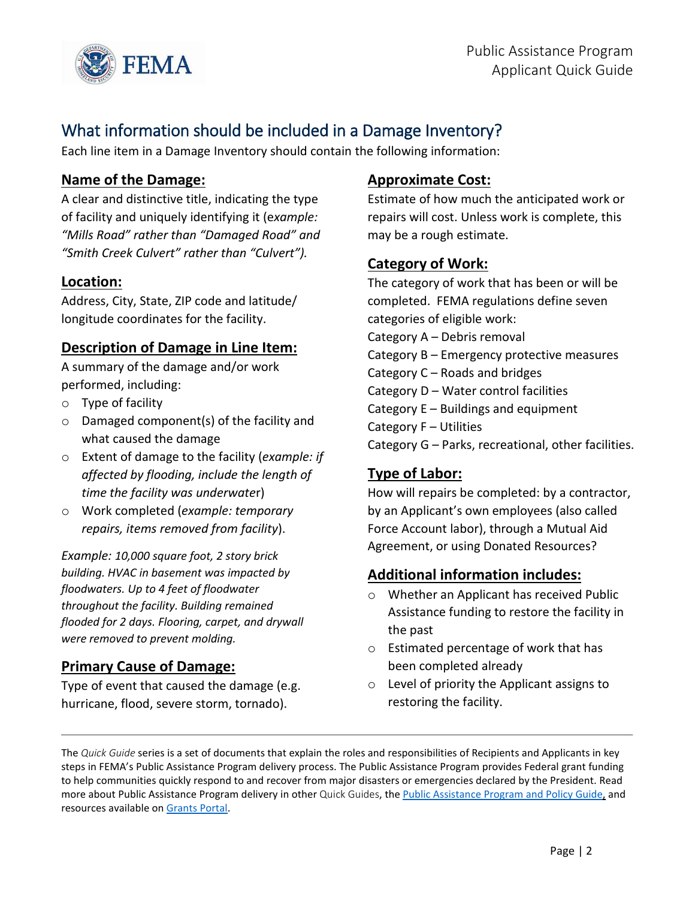## What information should be included in a Damage Inventory?

Each line item in a Damage Inventory should contain the following information:

### Name of the Damage:

A clear and distinctive title, indicating the type of facility and uniquely identifying it (e*xample: "Mills Road" rather than "Damaged Road" and "Smith Creek Culvert" rather than "Culvert").*

### Location:

Address, City, State, ZIP code and latitude/ longitude coordinates for the facility.

### Description of Damage in Line Item:

A summary of the damage and/or work performed, including:

- Type of facility
- Damaged component(s) of the facility and what caused the damage
- Extent of damage to the facility (*example: if affected by flooding, include the length of time the facility was underwater*)
- Work completed (*example: temporary repairs, items removed from facility*).

*Example: 10,000 square foot, 2 story brick building. HVAC in basement was impacted by floodwaters. Up to 4 feet of floodwater throughout the facility. Building remained flooded for 2 days. Flooring, carpet, and drywall were removed to prevent molding.*

### Primary Cause of Damage:

Type of event that caused the damage (e.g. hurricane, flood, severe storm, tornado).

### Approximate Cost:

Estimate of how much the anticipated work or repairs will cost. Unless work is complete, this may be a rough estimate.

### Category of Work:

The category of work that has been or will be completed. FEMA regulations define seven categories of eligible work:

Category A – Debris removal
Category B – Emergency protective measures
Category C – Roads and bridges
Category D – Water control facilities
Category E – Buildings and equipment
Category F – Utilities
Category G – Parks, recreational, other facilities.

### Type of Labor:

How will repairs be completed: by a contractor, by an Applicant's own employees (also called Force Account labor), through a Mutual Aid Agreement, or using Donated Resources?

### Additional information includes:

- Whether an Applicant has received Public Assistance funding to restore the facility in the past
- Estimated percentage of work that has been completed already
- Level of priority the Applicant assigns to restoring the facility.

---

The *Quick Guide* series is a set of documents that explain the roles and responsibilities of Recipients and Applicants in key steps in FEMA's Public Assistance Program delivery process. The Public Assistance Program provides Federal grant funding to help communities quickly respond to and recover from major disasters or emergencies declared by the President. Read more about Public Assistance Program delivery in other Quick Guides, the Public Assistance Program and Policy Guide, and resources available on Grants Portal.